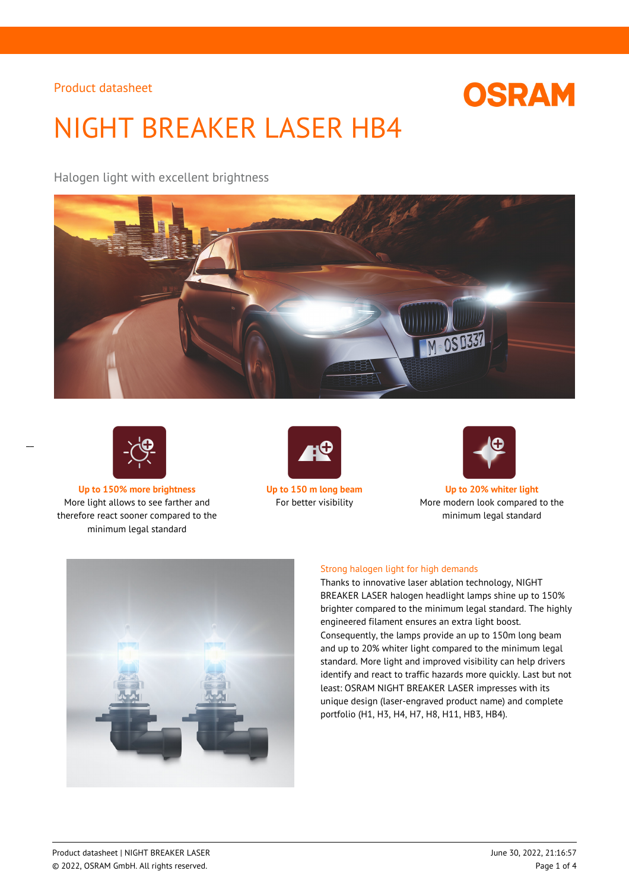Product datasheet

# NIGHT BREAKER LASER HB4

Halogen light with excellent brightness

**Up to 150% more brightness**
More light allows to see farther and therefore react sooner compared to the minimum legal standard

**Up to 150 m long beam**
For better visibility

**Up to 20% whiter light**
More modern look compared to the minimum legal standard

## Strong halogen light for high demands

Thanks to innovative laser ablation technology, NIGHT BREAKER LASER halogen headlight lamps shine up to 150% brighter compared to the minimum legal standard. The highly engineered filament ensures an extra light boost. Consequently, the lamps provide an up to 150m long beam and up to 20% whiter light compared to the minimum legal standard. More light and improved visibility can help drivers identify and react to traffic hazards more quickly. Last but not least: OSRAM NIGHT BREAKER LASER impresses with its unique design (laser-engraved product name) and complete portfolio (H1, H3, H4, H7, H8, H11, HB3, HB4).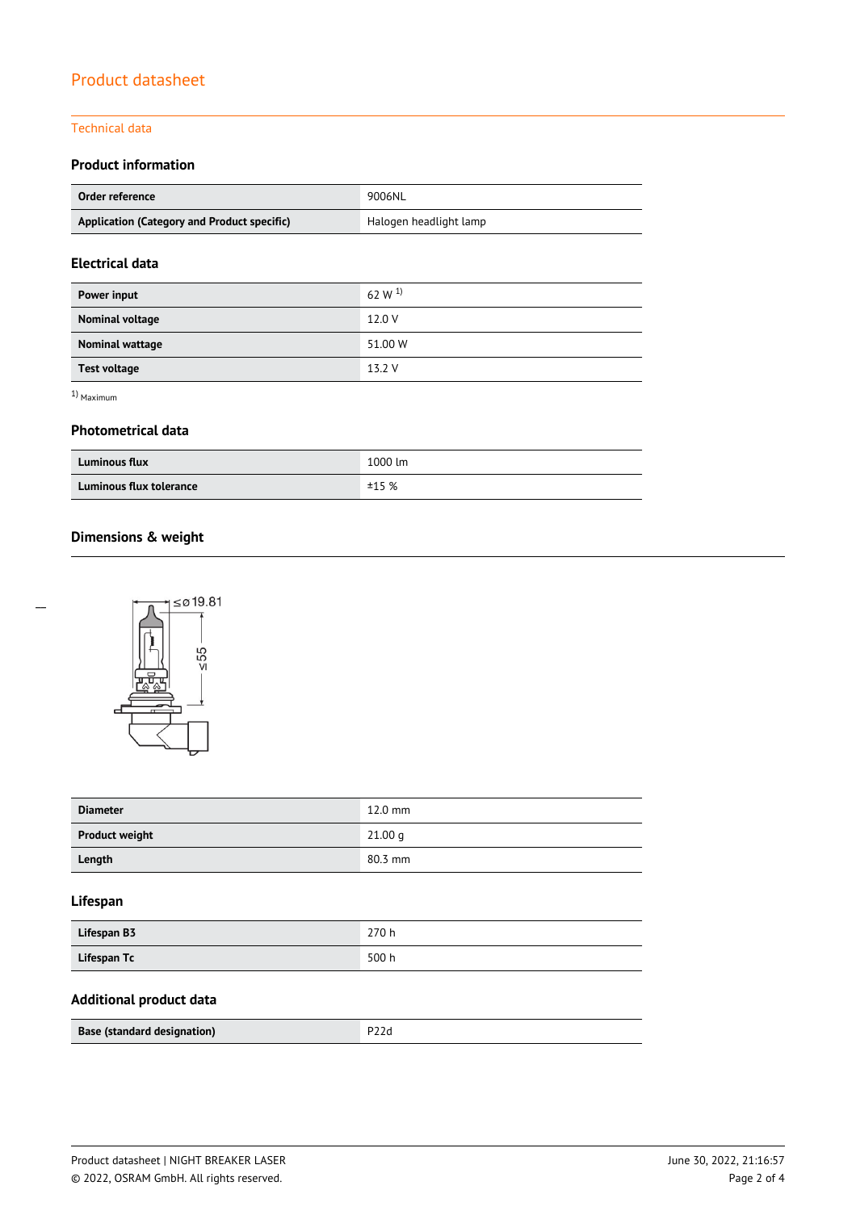# Product datasheet

## Technical data

### Product information

| Order reference | 9006NL |
|---|---|
| Application (Category and Product specific) | Halogen headlight lamp |

### Electrical data

| Power input | 62 W [1] |
|---|---|
| Nominal voltage | 12.0 V |
| Nominal wattage | 51.00 W |
| Test voltage | 13.2 V |

[1] Maximum

### Photometrical data

| Luminous flux | 1000 lm |
|---|---|
| Luminous flux tolerance | ±15 % |

### Dimensions & weight

≤ø 19.81

≤55

| Diameter | 12.0 mm |
|---|---|
| Product weight | 21.00 g |
| Length | 80.3 mm |

### Lifespan

| Lifespan B3 | 270 h |
|---|---|
| Lifespan Tc | 500 h |

### Additional product data

| Base (standard designation) | P22d |
|---|---|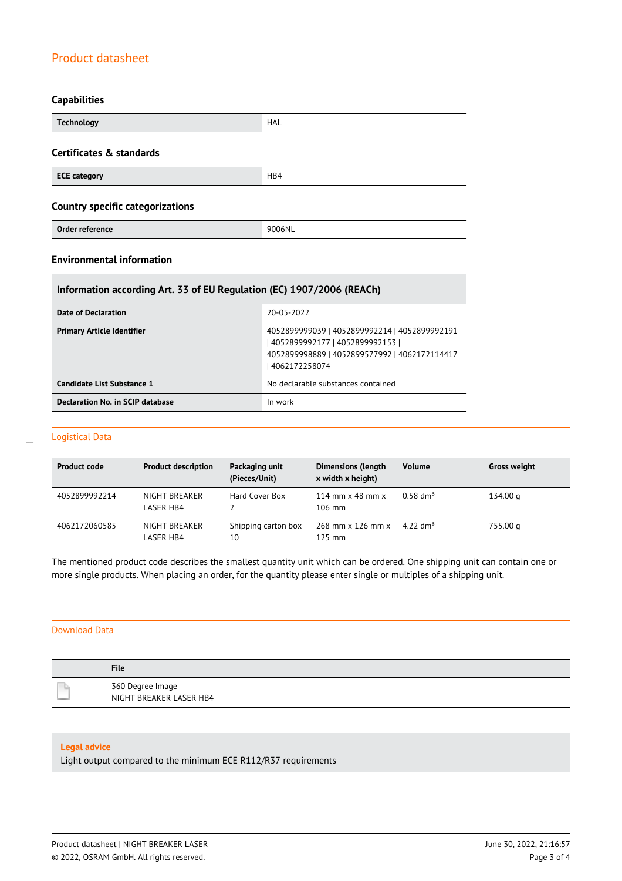## Product datasheet

### Capabilities

| | |
|---|---|
| **Technology** | HAL |

### Certificates & standards

| | |
|---|---|
| **ECE category** | HB4 |

### Country specific categorizations

| | |
|---|---|
| **Order reference** | 9006NL |

### Environmental information

| Information according Art. 33 of EU Regulation (EC) 1907/2006 (REACh) | |
|---|---|
| **Date of Declaration** | 20-05-2022 |
| **Primary Article Identifier** | 4052899999039 \| 4052899992214 \| 4052899992191 \| 4052899992177 \| 4052899992153 \| 4052899998889 \| 4052899577992 \| 4062172114417 \| 4062172258074 |
| **Candidate List Substance 1** | No declarable substances contained |
| **Declaration No. in SCIP database** | In work |

## Logistical Data

| Product code | Product description | Packaging unit (Pieces/Unit) | Dimensions (length x width x height) | Volume | Gross weight |
|---|---|---|---|---|---|
| 4052899992214 | NIGHT BREAKER LASER HB4 | Hard Cover Box 2 | 114 mm x 48 mm x 106 mm | 0.58 dm$^3$ | 134.00 g |
| 4062172060585 | NIGHT BREAKER LASER HB4 | Shipping carton box 10 | 268 mm x 126 mm x 125 mm | 4.22 dm$^3$ | 755.00 g |

The mentioned product code describes the smallest quantity unit which can be ordered. One shipping unit can contain one or more single products. When placing an order, for the quantity please enter single or multiples of a shipping unit.

## Download Data

| | File |
|---|---|
| | 360 Degree Image NIGHT BREAKER LASER HB4 |

**Legal advice**

Light output compared to the minimum ECE R112/R37 requirements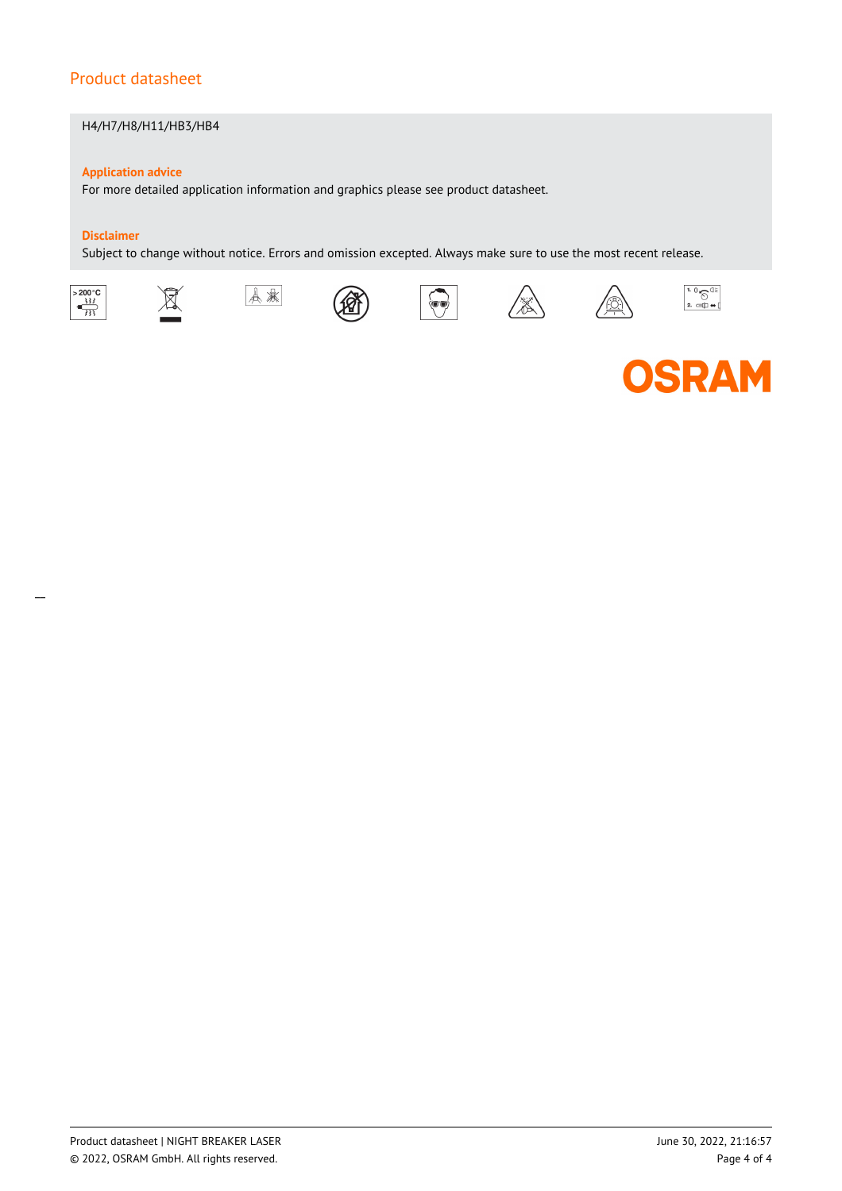H4/H7/H8/H11/HB3/HB4

**Application advice**

For more detailed application information and graphics please see product datasheet.

**Disclaimer**

Subject to change without notice. Errors and omission excepted. Always make sure to use the most recent release.